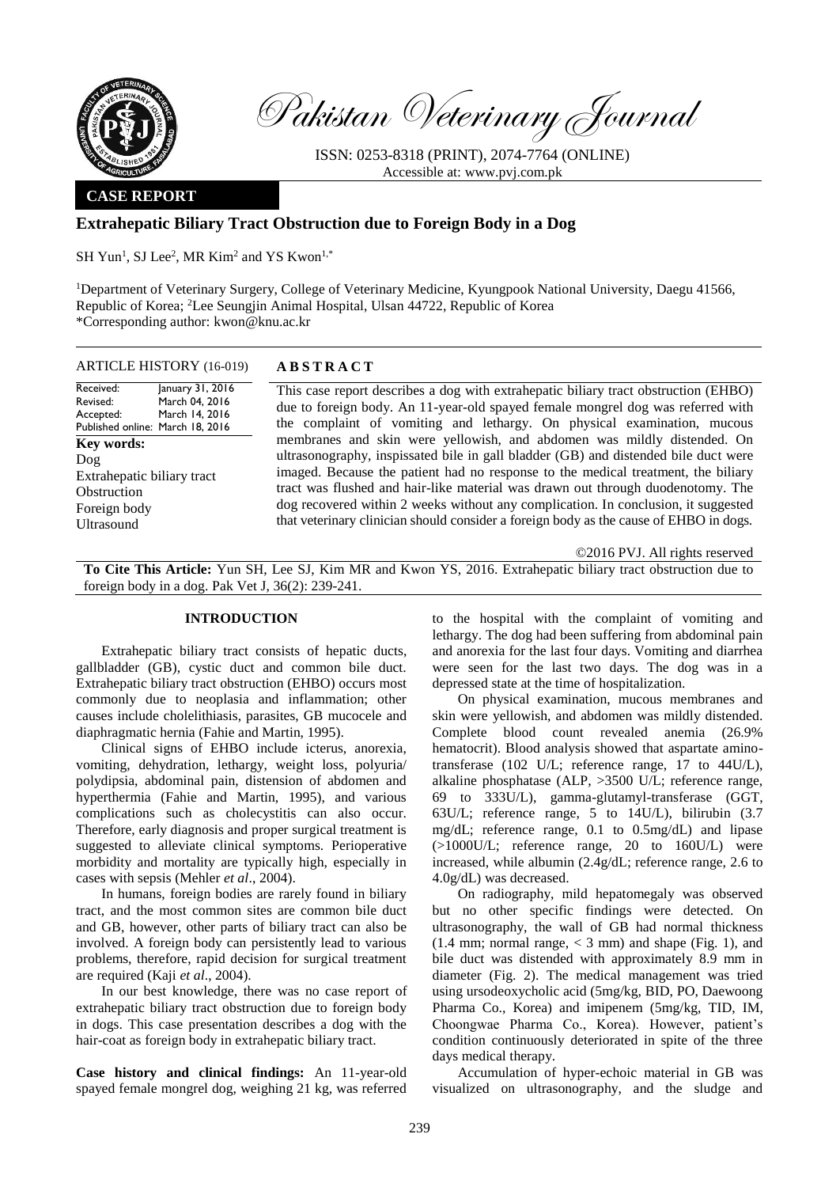Pakistan Veterinary Journal

ISSN: 0253-8318 (PRINT), 2074-7764 (ONLINE)
Accessible at: www.pvj.com.pk

**CASE REPORT**

# Extrahepatic Biliary Tract Obstruction due to Foreign Body in a Dog

SH Yun[1], SJ Lee[2], MR Kim[2] and YS Kwon[1,*]

[1]Department of Veterinary Surgery, College of Veterinary Medicine, Kyungpook National University, Daegu 41566, Republic of Korea; [2]Lee Seungjin Animal Hospital, Ulsan 44722, Republic of Korea
*Corresponding author: kwon@knu.ac.kr

**ARTICLE HISTORY** (16-019)

Received: January 31, 2016
Revised: March 04, 2016
Accepted: March 14, 2016
Published online: March 18, 2016

**Key words:**
Dog
Extrahepatic biliary tract
Obstruction
Foreign body
Ultrasound

**ABSTRACT**

This case report describes a dog with extrahepatic biliary tract obstruction (EHBO) due to foreign body. An 11-year-old spayed female mongrel dog was referred with the complaint of vomiting and lethargy. On physical examination, mucous membranes and skin were yellowish, and abdomen was mildly distended. On ultrasonography, inspissated bile in gall bladder (GB) and distended bile duct were imaged. Because the patient had no response to the medical treatment, the biliary tract was flushed and hair-like material was drawn out through duodenotomy. The dog recovered within 2 weeks without any complication. In conclusion, it suggested that veterinary clinician should consider a foreign body as the cause of EHBO in dogs.

©2016 PVJ. All rights reserved

**To Cite This Article:** Yun SH, Lee SJ, Kim MR and Kwon YS, 2016. Extrahepatic biliary tract obstruction due to foreign body in a dog. Pak Vet J, 36(2): 239-241.

## INTRODUCTION

Extrahepatic biliary tract consists of hepatic ducts, gallbladder (GB), cystic duct and common bile duct. Extrahepatic biliary tract obstruction (EHBO) occurs most commonly due to neoplasia and inflammation; other causes include cholelithiasis, parasites, GB mucocele and diaphragmatic hernia (Fahie and Martin, 1995).

Clinical signs of EHBO include icterus, anorexia, vomiting, dehydration, lethargy, weight loss, polyuria/ polydipsia, abdominal pain, distension of abdomen and hyperthermia (Fahie and Martin, 1995), and various complications such as cholecystitis can also occur. Therefore, early diagnosis and proper surgical treatment is suggested to alleviate clinical symptoms. Perioperative morbidity and mortality are typically high, especially in cases with sepsis (Mehler *et al*., 2004).

In humans, foreign bodies are rarely found in biliary tract, and the most common sites are common bile duct and GB, however, other parts of biliary tract can also be involved. A foreign body can persistently lead to various problems, therefore, rapid decision for surgical treatment are required (Kaji *et al*., 2004).

In our best knowledge, there was no case report of extrahepatic biliary tract obstruction due to foreign body in dogs. This case presentation describes a dog with the hair-coat as foreign body in extrahepatic biliary tract.

**Case history and clinical findings:** An 11-year-old spayed female mongrel dog, weighing 21 kg, was referred to the hospital with the complaint of vomiting and lethargy. The dog had been suffering from abdominal pain and anorexia for the last four days. Vomiting and diarrhea were seen for the last two days. The dog was in a depressed state at the time of hospitalization.

On physical examination, mucous membranes and skin were yellowish, and abdomen was mildly distended. Complete blood count revealed anemia (26.9% hematocrit). Blood analysis showed that aspartate amino-transferase (102 U/L; reference range, 17 to 44U/L), alkaline phosphatase (ALP, >3500 U/L; reference range, 69 to 333U/L), gamma-glutamyl-transferase (GGT, 63U/L; reference range, 5 to 14U/L), bilirubin (3.7 mg/dL; reference range, 0.1 to 0.5mg/dL) and lipase (>1000U/L; reference range, 20 to 160U/L) were increased, while albumin (2.4g/dL; reference range, 2.6 to 4.0g/dL) was decreased.

On radiography, mild hepatomegaly was observed but no other specific findings were detected. On ultrasonography, the wall of GB had normal thickness (1.4 mm; normal range, < 3 mm) and shape (Fig. 1), and bile duct was distended with approximately 8.9 mm in diameter (Fig. 2). The medical management was tried using ursodeoxycholic acid (5mg/kg, BID, PO, Daewoong Pharma Co., Korea) and imipenem (5mg/kg, TID, IM, Choongwae Pharma Co., Korea). However, patient's condition continuously deteriorated in spite of the three days medical therapy.

Accumulation of hyper-echoic material in GB was visualized on ultrasonography, and the sludge and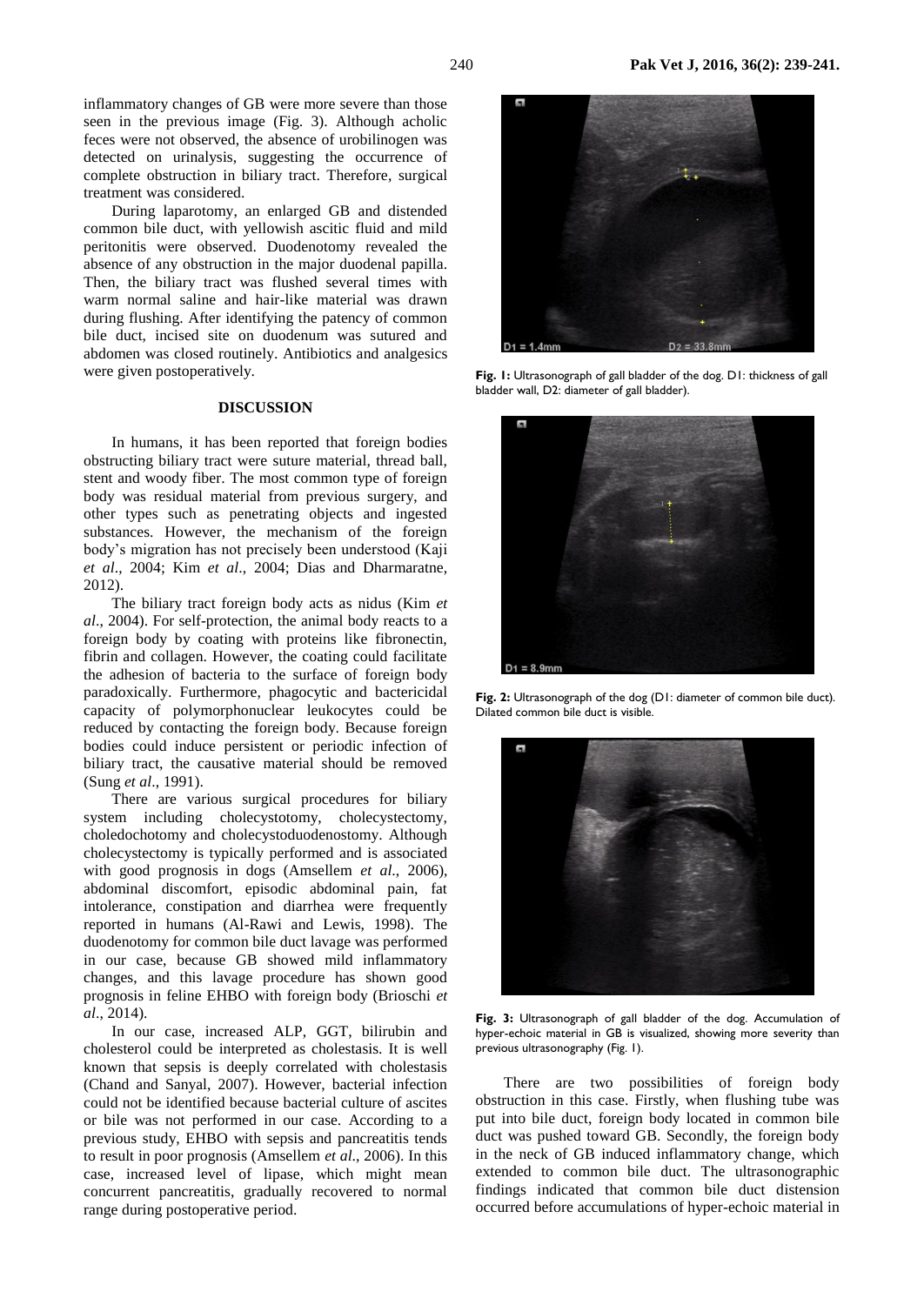inflammatory changes of GB were more severe than those seen in the previous image (Fig. 3). Although acholic feces were not observed, the absence of urobilinogen was detected on urinalysis, suggesting the occurrence of complete obstruction in biliary tract. Therefore, surgical treatment was considered.

During laparotomy, an enlarged GB and distended common bile duct, with yellowish ascitic fluid and mild peritonitis were observed. Duodenotomy revealed the absence of any obstruction in the major duodenal papilla. Then, the biliary tract was flushed several times with warm normal saline and hair-like material was drawn during flushing. After identifying the patency of common bile duct, incised site on duodenum was sutured and abdomen was closed routinely. Antibiotics and analgesics were given postoperatively.

## DISCUSSION

In humans, it has been reported that foreign bodies obstructing biliary tract were suture material, thread ball, stent and woody fiber. The most common type of foreign body was residual material from previous surgery, and other types such as penetrating objects and ingested substances. However, the mechanism of the foreign body's migration has not precisely been understood (Kaji *et al*., 2004; Kim *et al*., 2004; Dias and Dharmaratne, 2012).

The biliary tract foreign body acts as nidus (Kim *et al*., 2004). For self-protection, the animal body reacts to a foreign body by coating with proteins like fibronectin, fibrin and collagen. However, the coating could facilitate the adhesion of bacteria to the surface of foreign body paradoxically. Furthermore, phagocytic and bactericidal capacity of polymorphonuclear leukocytes could be reduced by contacting the foreign body. Because foreign bodies could induce persistent or periodic infection of biliary tract, the causative material should be removed (Sung *et al*., 1991).

There are various surgical procedures for biliary system including cholecystotomy, cholecystectomy, choledochotomy and cholecystoduodenostomy. Although cholecystectomy is typically performed and is associated with good prognosis in dogs (Amsellem *et al*., 2006), abdominal discomfort, episodic abdominal pain, fat intolerance, constipation and diarrhea were frequently reported in humans (Al-Rawi and Lewis, 1998). The duodenotomy for common bile duct lavage was performed in our case, because GB showed mild inflammatory changes, and this lavage procedure has shown good prognosis in feline EHBO with foreign body (Brioschi *et al*., 2014).

In our case, increased ALP, GGT, bilirubin and cholesterol could be interpreted as cholestasis. It is well known that sepsis is deeply correlated with cholestasis (Chand and Sanyal, 2007). However, bacterial infection could not be identified because bacterial culture of ascites or bile was not performed in our case. According to a previous study, EHBO with sepsis and pancreatitis tends to result in poor prognosis (Amsellem *et al*., 2006). In this case, increased level of lipase, which might mean concurrent pancreatitis, gradually recovered to normal range during postoperative period.

**Fig. 1:** Ultrasonograph of gall bladder of the dog. D1: thickness of gall bladder wall, D2: diameter of gall bladder).

**Fig. 2:** Ultrasonograph of the dog (D1: diameter of common bile duct). Dilated common bile duct is visible.

**Fig. 3:** Ultrasonograph of gall bladder of the dog. Accumulation of hyper-echoic material in GB is visualized, showing more severity than previous ultrasonography (Fig. 1).

There are two possibilities of foreign body obstruction in this case. Firstly, when flushing tube was put into bile duct, foreign body located in common bile duct was pushed toward GB. Secondly, the foreign body in the neck of GB induced inflammatory change, which extended to common bile duct. The ultrasonographic findings indicated that common bile duct distension occurred before accumulations of hyper-echoic material in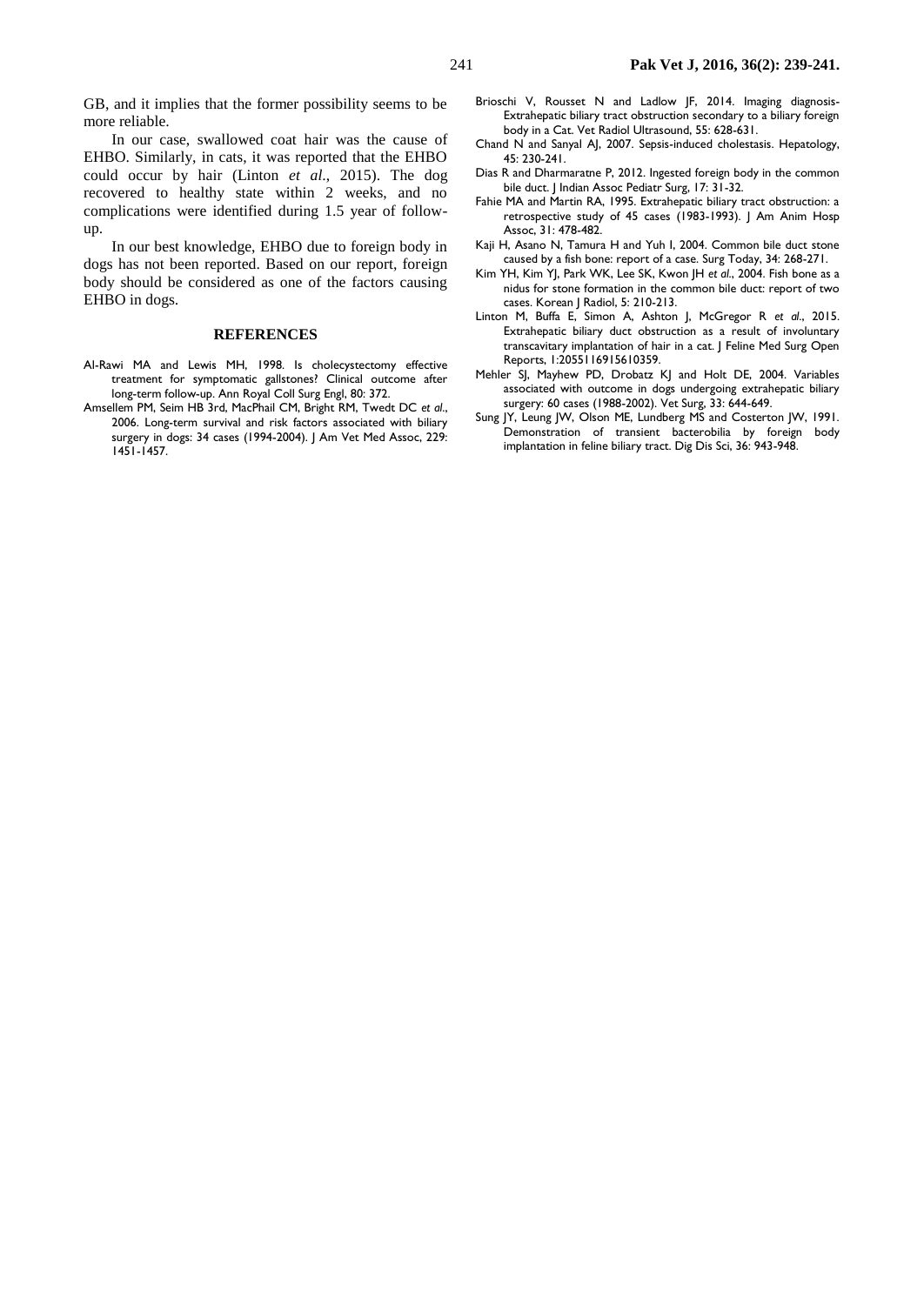GB, and it implies that the former possibility seems to be more reliable.

In our case, swallowed coat hair was the cause of EHBO. Similarly, in cats, it was reported that the EHBO could occur by hair (Linton *et al*., 2015). The dog recovered to healthy state within 2 weeks, and no complications were identified during 1.5 year of follow-up.

In our best knowledge, EHBO due to foreign body in dogs has not been reported. Based on our report, foreign body should be considered as one of the factors causing EHBO in dogs.

## REFERENCES

Al-Rawi MA and Lewis MH, 1998. Is cholecystectomy effective treatment for symptomatic gallstones? Clinical outcome after long-term follow-up. Ann Royal Coll Surg Engl, 80: 372.

Amsellem PM, Seim HB 3rd, MacPhail CM, Bright RM, Twedt DC *et al*., 2006. Long-term survival and risk factors associated with biliary surgery in dogs: 34 cases (1994-2004). J Am Vet Med Assoc, 229: 1451-1457.

Brioschi V, Rousset N and Ladlow JF, 2014. Imaging diagnosis-Extrahepatic biliary tract obstruction secondary to a biliary foreign body in a Cat. Vet Radiol Ultrasound, 55: 628-631.

Chand N and Sanyal AJ, 2007. Sepsis-induced cholestasis. Hepatology, 45: 230-241.

Dias R and Dharmaratne P, 2012. Ingested foreign body in the common bile duct. J Indian Assoc Pediatr Surg, 17: 31-32.

Fahie MA and Martin RA, 1995. Extrahepatic biliary tract obstruction: a retrospective study of 45 cases (1983-1993). J Am Anim Hosp Assoc, 31: 478-482.

Kaji H, Asano N, Tamura H and Yuh I, 2004. Common bile duct stone caused by a fish bone: report of a case. Surg Today, 34: 268-271.

Kim YH, Kim YJ, Park WK, Lee SK, Kwon JH *et al*., 2004. Fish bone as a nidus for stone formation in the common bile duct: report of two cases. Korean J Radiol, 5: 210-213.

Linton M, Buffa E, Simon A, Ashton J, McGregor R *et al*., 2015. Extrahepatic biliary duct obstruction as a result of involuntary transcavitary implantation of hair in a cat. J Feline Med Surg Open Reports, 1:2055116915610359.

Mehler SJ, Mayhew PD, Drobatz KJ and Holt DE, 2004. Variables associated with outcome in dogs undergoing extrahepatic biliary surgery: 60 cases (1988-2002). Vet Surg, 33: 644-649.

Sung JY, Leung JW, Olson ME, Lundberg MS and Costerton JW, 1991. Demonstration of transient bacterobilia by foreign body implantation in feline biliary tract. Dig Dis Sci, 36: 943-948.